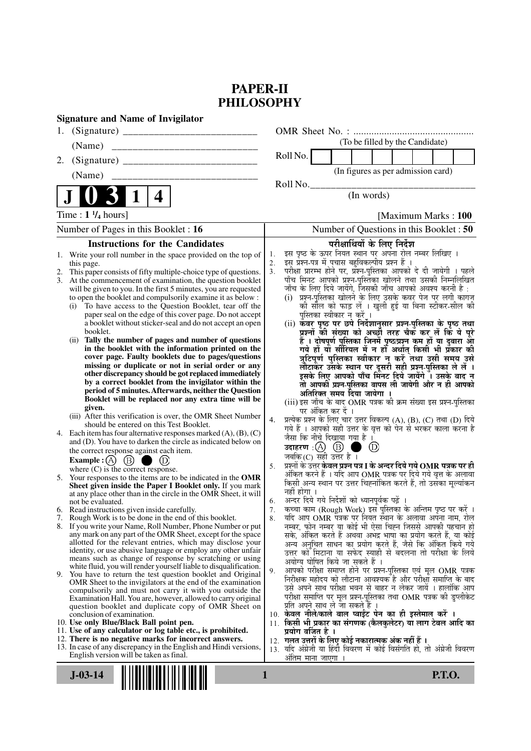# PAPER-II
# PHILOSOPHY

**Signature and Name of Invigilator**

1. (Signature) __________________________

   (Name) __________________________

2. (Signature) __________________________

   (Name) __________________________

OMR Sheet No. : ...............................................
(To be filled by the Candidate)

Roll No. [ ] [ ] [ ] [ ] [ ] [ ] [ ] [ ]
(In figures as per admission card)

Roll No.________________________________
(In words)

**J 0 3 1 4**

Time : **1 ¼ hours**] [Maximum Marks : **100**

Number of Pages in this Booklet : **16**

Number of Questions in this Booklet : **50**

## Instructions for the Candidates

1. Write your roll number in the space provided on the top of this page.
2. This paper consists of fifty multiple-choice type of questions.
3. At the commencement of examination, the question booklet will be given to you. In the first 5 minutes, you are requested to open the booklet and compulsorily examine it as below :
   (i) To have access to the Question Booklet, tear off the paper seal on the edge of this cover page. Do not accept a booklet without sticker-seal and do not accept an open booklet.
   (ii) **Tally the number of pages and number of questions in the booklet with the information printed on the cover page. Faulty booklets due to pages/questions missing or duplicate or not in serial order or any other discrepancy should be got replaced immediately by a correct booklet from the invigilator within the period of 5 minutes. Afterwards, neither the Question Booklet will be replaced nor any extra time will be given.**
   (iii) After this verification is over, the OMR Sheet Number should be entered on this Test Booklet.
4. Each item has four alternative responses marked (A), (B), (C) and (D). You have to darken the circle as indicated below on the correct response against each item.
   **Example :** (A) (B) ● (D)
   where (C) is the correct response.
5. Your responses to the items are to be indicated in the **OMR Sheet given inside the Paper I Booklet only.** If you mark at any place other than in the circle in the OMR Sheet, it will not be evaluated.
6. Read instructions given inside carefully.
7. Rough Work is to be done in the end of this booklet.
8. If you write your Name, Roll Number, Phone Number or put any mark on any part of the OMR Sheet, except for the space allotted for the relevant entries, which may disclose your identity, or use abusive language or employ any other unfair means such as change of response by scratching or using white fluid, you will render yourself liable to disqualification.
9. You have to return the test question booklet and Original OMR Sheet to the invigilators at the end of the examination compulsorily and must not carry it with you outside the Examination Hall. You are, however, allowed to carry original question booklet and duplicate copy of OMR Sheet on conclusion of examination.
10. **Use only Blue/Black Ball point pen.**
11. **Use of any calculator or log table etc., is prohibited.**
12. **There is no negative marks for incorrect answers.**
13. In case of any discrepancy in the English and Hindi versions, English version will be taken as final.

## परीक्षार्थियों के लिए निर्देश

1. इस पृष्ठ के ऊपर नियत स्थान पर अपना रोल नम्बर लिखिए ।
2. इस प्रश्न-पत्र में पचास बहुविकल्पीय प्रश्न हैं ।
3. परीक्षा प्रारम्भ होने पर, प्रश्न-पुस्तिका आपको दे दी जायेगी । पहले पाँच मिनट आपको प्रश्न-पुस्तिका खोलने तथा उसकी निम्नलिखित जाँच के लिए दिये जायेंगे, जिसकी जाँच आपको अवश्य करनी है :
   (i) प्रश्न-पुस्तिका खोलने के लिए उसके कवर पेज पर लगी कागज की सील को फाड़ लें । खुली हुई या बिना स्टीकर-सील की पुस्तिका स्वीकार न करें ।
   (ii) **कवर पृष्ठ पर छपे निर्देशानुसार प्रश्न-पुस्तिका के पृष्ठ तथा प्रश्नों की संख्या को अच्छी तरह चैक कर लें कि ये पूरे हैं । दोषपूर्ण पुस्तिका जिनमें पृष्ठ/प्रश्न कम हों या दुबारा आ गये हों या सीरियल में न हों अर्थात् किसी भी प्रकार की त्रुटिपूर्ण पुस्तिका स्वीकार न करें तथा उसी समय उसे लौटाकर उसके स्थान पर दूसरी सही प्रश्न-पुस्तिका ले लें । इसके लिए आपको पाँच मिनट दिये जायेंगे । उसके बाद न तो आपकी प्रश्न-पुस्तिका वापस ली जायेगी और न ही आपको अतिरिक्त समय दिया जायेगा ।**
   (iii) इस जाँच के बाद OMR पत्रक की क्रम संख्या इस प्रश्न-पुस्तिका पर अंकित कर दें ।
4. प्रत्येक प्रश्न के लिए चार उत्तर विकल्प (A), (B), (C) तथा (D) दिये गये हैं । आपको सही उत्तर के वृत्त को पेन से भरकर काला करना है जैसा कि नीचे दिखाया गया है ।
   **उदाहरण :** (A) (B) ● (D)
   जबकि (C) सही उत्तर है ।
5. प्रश्नों के उत्तर **केवल प्रश्न पत्र I के अन्दर दिये गये OMR पत्रक पर ही** अंकित करने हैं । यदि आप OMR पत्रक पर दिये गये वृत्त के अलावा किसी अन्य स्थान पर उत्तर चिह्नांकित करते हैं, तो उसका मूल्यांकन नहीं होगा ।
6. अन्दर दिये गये निर्देशों को ध्यानपूर्वक पढ़ें ।
7. कच्चा काम (Rough Work) इस पुस्तिका के अन्तिम पृष्ठ पर करें ।
8. यदि आप OMR पत्रक पर नियत स्थान के अलावा अपना नाम, रोल नम्बर, फोन नम्बर या कोई भी ऐसा चिह्न जिससे आपकी पहचान हो सके, अंकित करते हैं अथवा अभद्र भाषा का प्रयोग करते हैं, या कोई अन्य अनुचित साधन का प्रयोग करते हैं, जैसे कि अंकित किये गये उत्तर को मिटाना या सफेद स्याही से बदलना तो परीक्षा के लिये अयोग्य घोषित किये जा सकते हैं ।
9. आपको परीक्षा समाप्त होने पर प्रश्न-पुस्तिका एवं मूल OMR पत्रक निरीक्षक महोदय को लौटाना आवश्यक है और परीक्षा समाप्ति के बाद उसे अपने साथ परीक्षा भवन से बाहर न लेकर जायें । हालांकि आप परीक्षा समाप्ति पर मूल प्रश्न-पुस्तिका तथा OMR पत्रक की डुप्लीकेट प्रति अपने साथ ले जा सकते हैं ।
10. **केवल नीले/काले बाल प्वाईंट पेन का ही इस्तेमाल करें ।**
11. **किसी भी प्रकार का संगणक (कैलकुलेटर) या लाग टेबल आदि का प्रयोग वर्जित है ।**
12. **गलत उत्तरों के लिए कोई नकारात्मक अंक नहीं हैं ।**
13. यदि अंग्रेजी या हिंदी विवरण में कोई विसंगति हो, तो अंग्रेजी विवरण अंतिम माना जाएगा ।

**J-03-14**

**P.T.O.**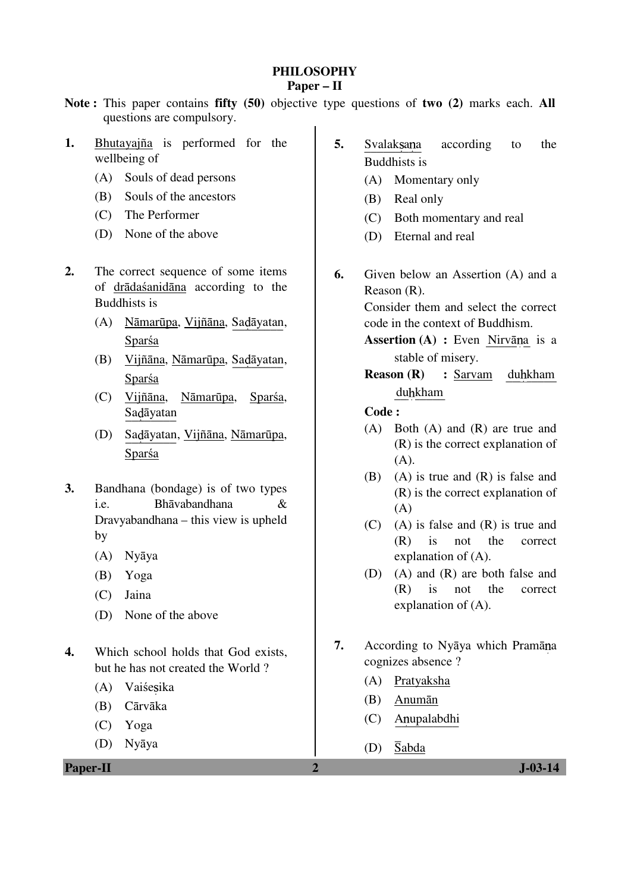# PHILOSOPHY

## Paper – II

**Note :** This paper contains **fifty (50)** objective type questions of **two (2)** marks each. **All** questions are compulsory.

**1.** Bhutayajña is performed for the wellbeing of

(A) Souls of dead persons
(B) Souls of the ancestors
(C) The Performer
(D) None of the above

**2.** The correct sequence of some items of drādaśanidāna according to the Buddhists is

(A) Nāmarūpa, Vijñāna, Saḍāyatan, Sparśa
(B) Vijñāna, Nāmarūpa, Saḍāyatan, Sparśa
(C) Vijñāna, Nāmarūpa, Sparśa, Saḍāyatan
(D) Saḍāyatan, Vijñāna, Nāmarūpa, Sparśa

**3.** Bandhana (bondage) is of two types i.e. Bhāvabandhana & Dravyabandhana – this view is upheld by

(A) Nyāya
(B) Yoga
(C) Jaina
(D) None of the above

**4.** Which school holds that God exists, but he has not created the World ?

(A) Vaiśeṣika
(B) Cārvāka
(C) Yoga
(D) Nyāya

**5.** Svalakṣaṇa according to the Buddhists is

(A) Momentary only
(B) Real only
(C) Both momentary and real
(D) Eternal and real

**6.** Given below an Assertion (A) and a Reason (R).
Consider them and select the correct code in the context of Buddhism.

**Assertion (A) :** Even Nirvāṇa is a stable of misery.

**Reason (R) :** Sarvam duḥkham duḥkham

**Code :**

(A) Both (A) and (R) are true and (R) is the correct explanation of (A).
(B) (A) is true and (R) is false and (R) is the correct explanation of (A)
(C) (A) is false and (R) is true and (R) is not the correct explanation of (A).
(D) (A) and (R) are both false and (R) is not the correct explanation of (A).

**7.** According to Nyāya which Pramāṇa cognizes absence ?

(A) Pratyaksha
(B) Anumān
(C) Aṇupalabdhi
(D) S̄abda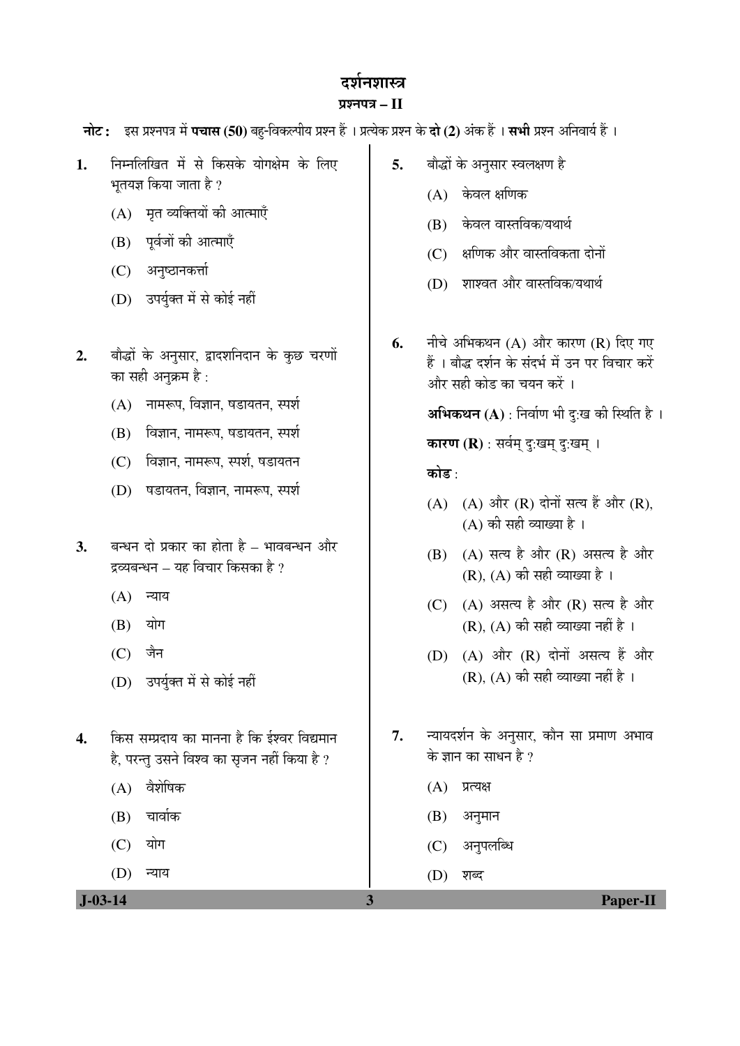# दर्शनशास्त्र

## प्रश्नपत्र – II

**नोट :** इस प्रश्नपत्र में **पचास (50)** बहु-विकल्पीय प्रश्न हैं । प्रत्येक प्रश्न के **दो (2)** अंक हैं । **सभी** प्रश्न अनिवार्य हैं ।

1. निम्नलिखित में से किसके योगक्षेम के लिए भूतयज्ञ किया जाता है ?
   - (A) मृत व्यक्तियों की आत्माएँ
   - (B) पूर्वजों की आत्माएँ
   - (C) अनुष्ठानकर्त्ता
   - (D) उपर्युक्त में से कोई नहीं

2. बौद्धों के अनुसार, द्वादशनिदान के कुछ चरणों का सही अनुक्रम है :
   - (A) नामरूप, विज्ञान, षडायतन, स्पर्श
   - (B) विज्ञान, नामरूप, षडायतन, स्पर्श
   - (C) विज्ञान, नामरूप, स्पर्श, षडायतन
   - (D) षडायतन, विज्ञान, नामरूप, स्पर्श

3. बन्धन दो प्रकार का होता है – भावबन्धन और द्रव्यबन्धन – यह विचार किसका है ?
   - (A) न्याय
   - (B) योग
   - (C) जैन
   - (D) उपर्युक्त में से कोई नहीं

4. किस सम्प्रदाय का मानना है कि ईश्वर विद्यमान है, परन्तु उसने विश्व का सृजन नहीं किया है ?
   - (A) वैशेषिक
   - (B) चार्वाक
   - (C) योग
   - (D) न्याय

5. बौद्धों के अनुसार स्वलक्षण है
   - (A) केवल क्षणिक
   - (B) केवल वास्तविक/यथार्थ
   - (C) क्षणिक और वास्तविकता दोनों
   - (D) शाश्वत और वास्तविक/यथार्थ

6. नीचे अभिकथन (A) और कारण (R) दिए गए हैं । बौद्ध दर्शन के संदर्भ में उन पर विचार करें और सही कोड का चयन करें ।

   **अभिकथन (A)** : निर्वाण भी दु:ख की स्थिति है ।

   **कारण (R)** : सर्वम् दु:खम् दु:खम् ।

   **कोड** :
   - (A) (A) और (R) दोनों सत्य हैं और (R), (A) की सही व्याख्या है ।
   - (B) (A) सत्य है और (R) असत्य है और (R), (A) की सही व्याख्या है ।
   - (C) (A) असत्य है और (R) सत्य है और (R), (A) की सही व्याख्या नहीं है ।
   - (D) (A) और (R) दोनों असत्य हैं और (R), (A) की सही व्याख्या नहीं है ।

7. न्यायदर्शन के अनुसार, कौन सा प्रमाण अभाव के ज्ञान का साधन है ?
   - (A) प्रत्यक्ष
   - (B) अनुमान
   - (C) अनुपलब्धि
   - (D) शब्द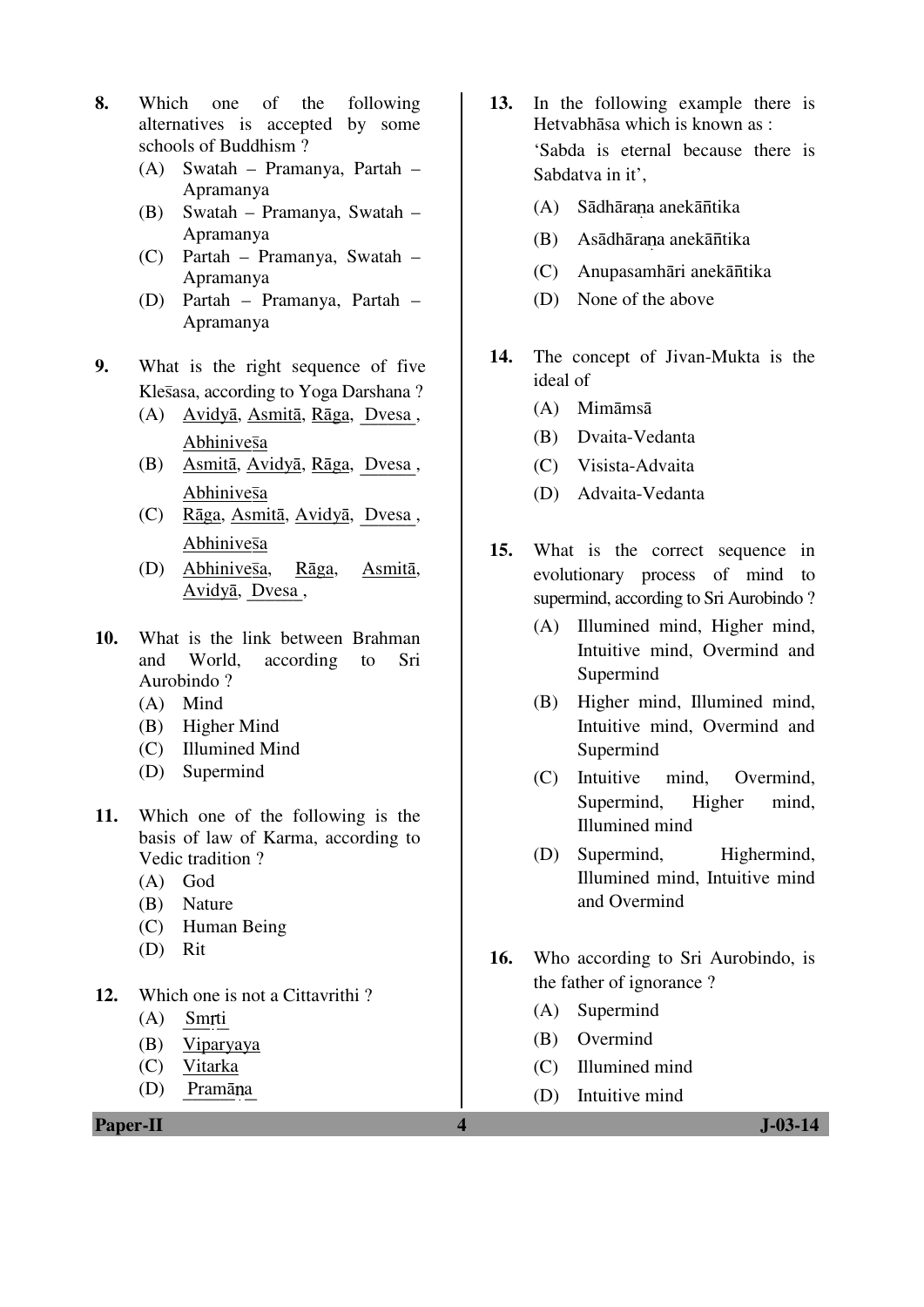8. Which one of the following alternatives is accepted by some schools of Buddhism ?
   (A) Swatah – Pramanya, Partah – Apramanya
   (B) Swatah – Pramanya, Swatah – Apramanya
   (C) Partah – Pramanya, Swatah – Apramanya
   (D) Partah – Pramanya, Partah – Apramanya

9. What is the right sequence of five Klesasa, according to Yoga Darshana ?
   (A) Avidyā, Asmitā, Rāga, Dvesa, Abhinivesa
   (B) Asmitā, Avidyā, Rāga, Dvesa, Abhinivesa
   (C) Rāga, Asmitā, Avidyā, Dvesa, Abhinivesa
   (D) Abhinivesa, Rāga, Asmitā, Avidyā, Dvesa,

10. What is the link between Brahman and World, according to Sri Aurobindo ?
    (A) Mind
    (B) Higher Mind
    (C) Illumined Mind
    (D) Supermind

11. Which one of the following is the basis of law of Karma, according to Vedic tradition ?
    (A) God
    (B) Nature
    (C) Human Being
    (D) Rit

12. Which one is not a Cittavrithi ?
    (A) Smṛti
    (B) Viparyaya
    (C) Vitarka
    (D) Pramāṇa

13. In the following example there is Hetvabhāsa which is known as :
    'Sabda is eternal because there is Sabdatva in it',
    (A) Sādhāraṇa anekāñtika
    (B) Asādhāraṇa anekāñtika
    (C) Anupasamhāri anekāñtika
    (D) None of the above

14. The concept of Jivan-Mukta is the ideal of
    (A) Mimāmsā
    (B) Dvaita-Vedanta
    (C) Visista-Advaita
    (D) Advaita-Vedanta

15. What is the correct sequence in evolutionary process of mind to supermind, according to Sri Aurobindo ?
    (A) Illumined mind, Higher mind, Intuitive mind, Overmind and Supermind
    (B) Higher mind, Illumined mind, Intuitive mind, Overmind and Supermind
    (C) Intuitive mind, Overmind, Supermind, Higher mind, Illumined mind
    (D) Supermind, Highermind, Illumined mind, Intuitive mind and Overmind

16. Who according to Sri Aurobindo, is the father of ignorance ?
    (A) Supermind
    (B) Overmind
    (C) Illumined mind
    (D) Intuitive mind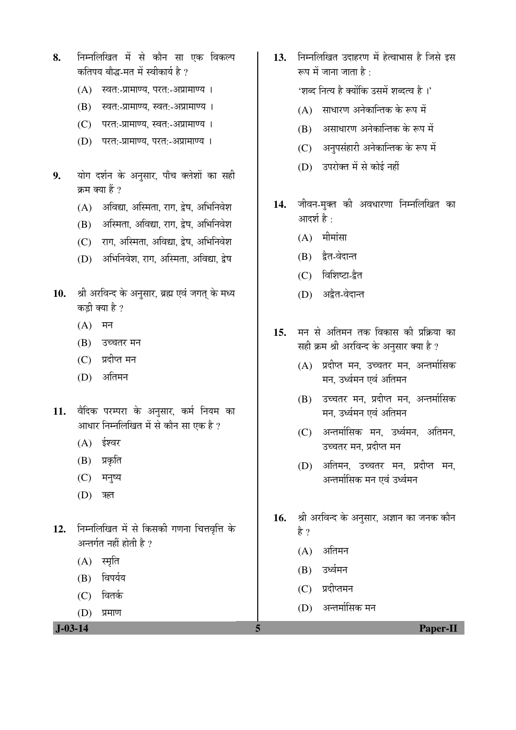8. निम्नलिखित में से कौन सा एक विकल्प कतिपय बौद्ध-मत में स्वीकार्य है ?

   (A) स्वतः-प्रामाण्य, परतः-अप्रामाण्य ।

   (B) स्वतः-प्रामाण्य, स्वतः-अप्रामाण्य ।

   (C) परतः-प्रामाण्य, स्वतः-अप्रामाण्य ।

   (D) परतः-प्रामाण्य, परतः-अप्रामाण्य ।

9. योग दर्शन के अनुसार, पाँच क्लेशों का सही क्रम क्या हैं ?

   (A) अविद्या, अस्मिता, राग, द्वेष, अभिनिवेश

   (B) अस्मिता, अविद्या, राग, द्वेष, अभिनिवेश

   (C) राग, अस्मिता, अविद्या, द्वेष, अभिनिवेश

   (D) अभिनिवेश, राग, अस्मिता, अविद्या, द्वेष

10. श्री अरविन्द के अनुसार, ब्रह्म एवं जगत् के मध्य कड़ी क्या है ?

    (A) मन

    (B) उच्चतर मन

    (C) प्रदीप्त मन

    (D) अतिमन

11. वैदिक परम्परा के अनुसार, कर्म नियम का आधार निम्नलिखित में से कौन सा एक है ?

    (A) ईश्वर

    (B) प्रकृति

    (C) मनुष्य

    (D) ऋत

12. निम्नलिखित में से किसकी गणना चित्तवृत्ति के अन्तर्गत नहीं होती है ?

    (A) स्मृति

    (B) विपर्यय

    (C) वितर्क

    (D) प्रमाण

13. निम्नलिखित उदाहरण में हेत्वाभास है जिसे इस रूप में जाना जाता है :

    'शब्द नित्य है क्योंकि उसमें शब्दत्व है ।'

    (A) साधारण अनेकान्तिक के रूप में

    (B) असाधारण अनेकान्तिक के रूप में

    (C) अनुपसंहारी अनेकान्तिक के रूप में

    (D) उपरोक्त में से कोई नहीं

14. जीवन-मुक्त की अवधारणा निम्नलिखित का आदर्श है :

    (A) मीमांसा

    (B) द्वैत-वेदान्त

    (C) विशिष्टा-द्वैत

    (D) अद्वैत-वेदान्त

15. मन से अतिमन तक विकास की प्रक्रिया का सही क्रम श्री अरविन्द के अनुसार क्या है ?

    (A) प्रदीप्त मन, उच्चतर मन, अन्तर्मासिक मन, उर्ध्वमन एवं अतिमन

    (B) उच्चतर मन, प्रदीप्त मन, अन्तर्मासिक मन, उर्ध्वमन एवं अतिमन

    (C) अन्तर्मासिक मन, उर्ध्वमन, अतिमन, उच्चतर मन, प्रदीप्त मन

    (D) अतिमन, उच्चतर मन, प्रदीप्त मन, अन्तर्मासिक मन एवं उर्ध्वमन

16. श्री अरविन्द के अनुसार, अज्ञान का जनक कौन है ?

    (A) अतिमन

    (B) उर्ध्वमन

    (C) प्रदीप्तमन

    (D) अन्तर्मासिक मन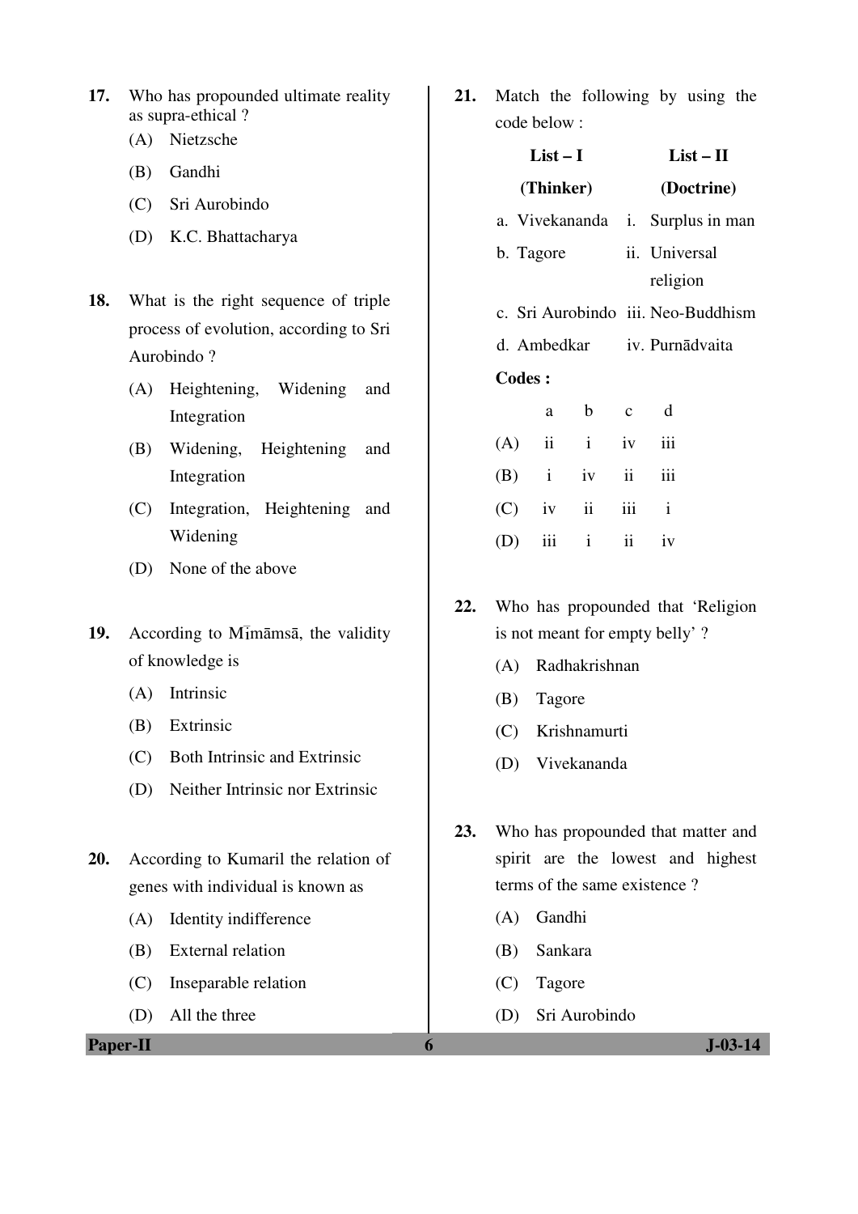17. Who has propounded ultimate reality as supra-ethical ?
   (A) Nietzsche
   (B) Gandhi
   (C) Sri Aurobindo
   (D) K.C. Bhattacharya

18. What is the right sequence of triple process of evolution, according to Sri Aurobindo ?
   (A) Heightening, Widening and Integration
   (B) Widening, Heightening and Integration
   (C) Integration, Heightening and Widening
   (D) None of the above

19. According to Mīmāmsā, the validity of knowledge is
   (A) Intrinsic
   (B) Extrinsic
   (C) Both Intrinsic and Extrinsic
   (D) Neither Intrinsic nor Extrinsic

20. According to Kumaril the relation of genes with individual is known as
   (A) Identity indifference
   (B) External relation
   (C) Inseparable relation
   (D) All the three

21. Match the following by using the code below :

| List – I (Thinker) | List – II (Doctrine) |
|---|---|
| a. Vivekananda | i. Surplus in man |
| b. Tagore | ii. Universal religion |
| c. Sri Aurobindo | iii. Neo-Buddhism |
| d. Ambedkar | iv. Purnādvaita |

**Codes :**

| | a | b | c | d |
|---|---|---|---|---|
| (A) | ii | i | iv | iii |
| (B) | i | iv | ii | iii |
| (C) | iv | ii | iii | i |
| (D) | iii | i | ii | iv |

22. Who has propounded that 'Religion is not meant for empty belly' ?
   (A) Radhakrishnan
   (B) Tagore
   (C) Krishnamurti
   (D) Vivekananda

23. Who has propounded that matter and spirit are the lowest and highest terms of the same existence ?
   (A) Gandhi
   (B) Sankara
   (C) Tagore
   (D) Sri Aurobindo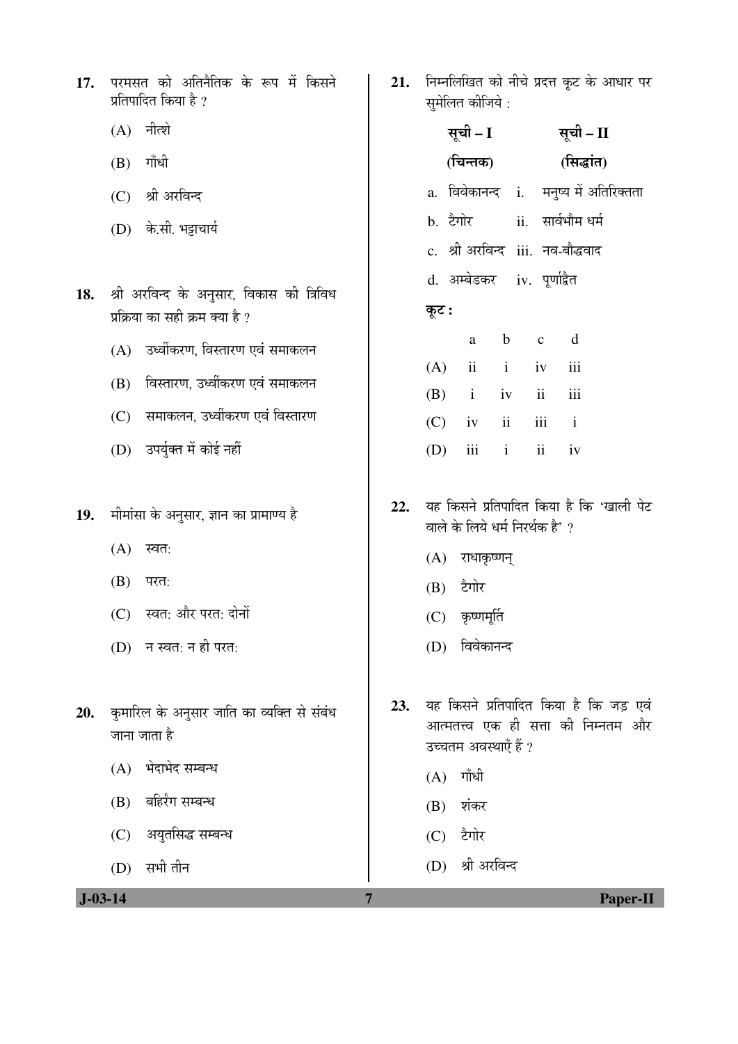17. परमसत को अतिनैतिक के रूप में किसने प्रतिपादित किया है ?

(A) नीत्शे

(B) गाँधी

(C) श्री अरविन्द

(D) के.सी. भट्टाचार्य

18. श्री अरविन्द के अनुसार, विकास की त्रिविध प्रक्रिया का सही क्रम क्या है ?

(A) उर्ध्वीकरण, विस्तारण एवं समाकलन

(B) विस्तारण, उर्ध्वीकरण एवं समाकलन

(C) समाकलन, उर्ध्वीकरण एवं विस्तारण

(D) उपर्युक्त में कोई नहीं

19. मीमांसा के अनुसार, ज्ञान का प्रामाण्य है

(A) स्वत:

(B) परत:

(C) स्वत: और परत: दोनों

(D) न स्वत: न ही परत:

20. कुमारिल के अनुसार जाति का व्यक्ति से संबंध जाना जाता है

(A) भेदाभेद सम्बन्ध

(B) बहिरंग सम्बन्ध

(C) अयुतसिद्ध सम्बन्ध

(D) सभी तीन

21. निम्नलिखित को नीचे प्रदत्त कूट के आधार पर सुमेलित कीजिये :

| सूची – I (चिन्तक) | सूची – II (सिद्धांत) |
|---|---|
| a. विवेकानन्द | i. मनुष्य में अतिरिक्तता |
| b. टैगोर | ii. सार्वभौम धर्म |
| c. श्री अरविन्द | iii. नव-बौद्धवाद |
| d. अम्बेडकर | iv. पूर्णाद्वैत |

**कूट :**

| | a | b | c | d |
|---|---|---|---|---|
| (A) | ii | i | iv | iii |
| (B) | i | iv | ii | iii |
| (C) | iv | ii | iii | i |
| (D) | iii | i | ii | iv |

22. यह किसने प्रतिपादित किया है कि 'खाली पेट वाले के लिये धर्म निरर्थक है' ?

(A) राधाकृष्णन्

(B) टैगोर

(C) कृष्णमूर्ति

(D) विवेकानन्द

23. यह किसने प्रतिपादित किया है कि जड़ एवं आत्मतत्त्व एक ही सत्ता की निम्नतम और उच्चतम अवस्थाएँ हैं ?

(A) गाँधी

(B) शंकर

(C) टैगोर

(D) श्री अरविन्द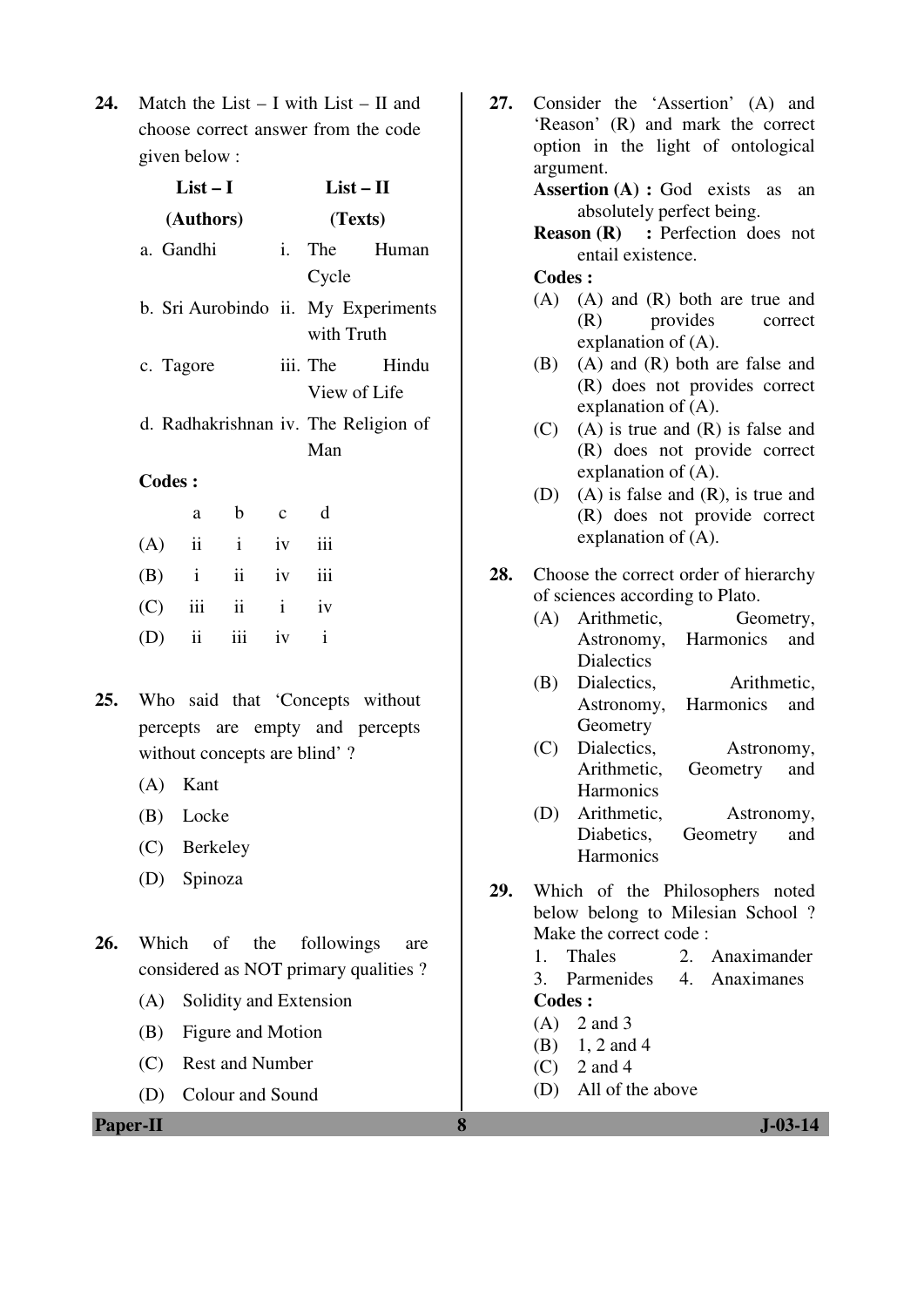**24.** Match the List – I with List – II and choose correct answer from the code given below :

| List – I (Authors) | List – II (Texts) |
|---|---|
| a. Gandhi | i. The Human Cycle |
| b. Sri Aurobindo | ii. My Experiments with Truth |
| c. Tagore | iii. The Hindu View of Life |
| d. Radhakrishnan | iv. The Religion of Man |

**Codes :**

| | a | b | c | d |
|---|---|---|---|---|
| (A) | ii | i | iv | iii |
| (B) | i | ii | iv | iii |
| (C) | iii | ii | i | iv |
| (D) | ii | iii | iv | i |

**25.** Who said that 'Concepts without percepts are empty and percepts without concepts are blind' ?

(A) Kant
(B) Locke
(C) Berkeley
(D) Spinoza

**26.** Which of the followings are considered as NOT primary qualities ?

(A) Solidity and Extension
(B) Figure and Motion
(C) Rest and Number
(D) Colour and Sound

**27.** Consider the 'Assertion' (A) and 'Reason' (R) and mark the correct option in the light of ontological argument.

**Assertion (A) :** God exists as an absolutely perfect being.

**Reason (R) :** Perfection does not entail existence.

**Codes :**

(A) (A) and (R) both are true and (R) provides correct explanation of (A).
(B) (A) and (R) both are false and (R) does not provides correct explanation of (A).
(C) (A) is true and (R) is false and (R) does not provide correct explanation of (A).
(D) (A) is false and (R), is true and (R) does not provide correct explanation of (A).

**28.** Choose the correct order of hierarchy of sciences according to Plato.

(A) Arithmetic, Geometry, Astronomy, Harmonics and Dialectics
(B) Dialectics, Arithmetic, Astronomy, Harmonics and Geometry
(C) Dialectics, Astronomy, Arithmetic, Geometry and Harmonics
(D) Arithmetic, Astronomy, Diabetics, Geometry and Harmonics

**29.** Which of the Philosophers noted below belong to Milesian School ? Make the correct code :

1. Thales 2. Anaximander
3. Parmenides 4. Anaximanes

**Codes :**

(A) 2 and 3
(B) 1, 2 and 4
(C) 2 and 4
(D) All of the above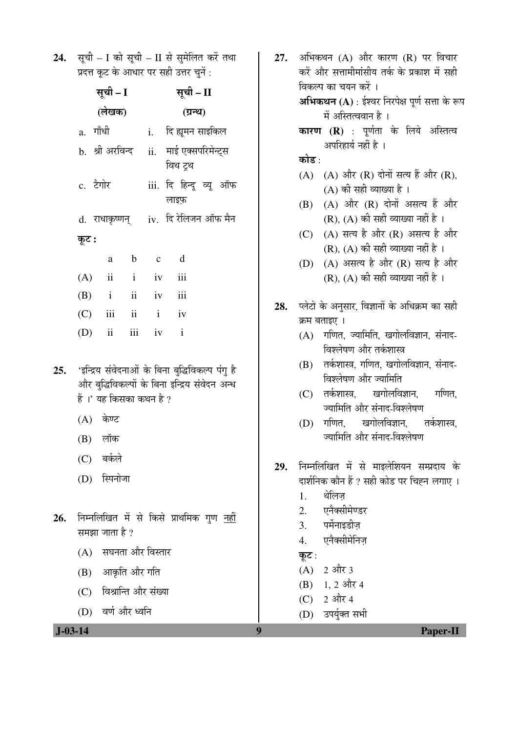24. सूची – I को सूची – II से सुमेलित करें तथा प्रदत्त कूट के आधार पर सही उत्तर चुनें :

| सूची – I (लेखक) | | सूची – II (ग्रन्थ) |
|---|---|---|
| a. गाँधी | i. | दि ह्यूमन साइकिल |
| b. श्री अरविन्द | ii. | माई एक्सपरिमेन्ट्स विथ ट्रूथ |
| c. टैगोर | iii. | दि हिन्दू व्यू ऑफ लाइफ़ |
| d. राधाकृष्णन् | iv. | दि रेलिजन ऑफ मैन |

**कूट :**

| | a | b | c | d |
|---|---|---|---|---|
| (A) | ii | i | iv | iii |
| (B) | i | ii | iv | iii |
| (C) | iii | ii | i | iv |
| (D) | ii | iii | iv | i |

25. 'इन्द्रिय संवेदनाओं के बिना बुद्धिविकल्प पंगु है और बुद्धिविकल्पों के बिना इन्द्रिय संवेदन अन्ध हैं ।' यह किसका कथन है ?

(A) केण्ट
(B) लॉक
(C) बर्कले
(D) स्पिनोजा

26. निम्नलिखित में से किसे प्राथमिक गुण <u>नहीं</u> समझा जाता है ?

(A) सघनता और विस्तार
(B) आकृति और गति
(C) विश्रान्ति और संख्या
(D) वर्ण और ध्वनि

27. अभिकथन (A) और कारण (R) पर विचार करें और सत्तामीमांसीय तर्क के प्रकाश में सही विकल्प का चयन करें ।

**अभिकथन (A)** : ईश्वर निरपेक्ष पूर्ण सत्ता के रूप में अस्तित्ववान है ।

**कारण (R)** : पूर्णता के लिये अस्तित्व अपरिहार्य नहीं है ।

**कोड** :

(A) (A) और (R) दोनों सत्य हैं और (R), (A) की सही व्याख्या है ।
(B) (A) और (R) दोनों असत्य हैं और (R), (A) की सही व्याख्या नहीं है ।
(C) (A) सत्य है और (R) असत्य है और (R), (A) की सही व्याख्या नहीं है ।
(D) (A) असत्य है और (R) सत्य है और (R), (A) की सही व्याख्या नहीं है ।

28. प्लेटो के अनुसार, विज्ञानों के अधिक्रम का सही क्रम बताइए ।

(A) गणित, ज्यामिति, खगोलविज्ञान, संनाद-विश्लेषण और तर्कशास्त्र
(B) तर्कशास्त्र, गणित, खगोलविज्ञान, संनाद-विश्लेषण और ज्यामिति
(C) तर्कशास्त्र, खगोलविज्ञान, गणित, ज्यामिति और संनाद-विश्लेषण
(D) गणित, खगोलविज्ञान, तर्कशास्त्र, ज्यामिति और संनाद-विश्लेषण

29. निम्नलिखित में से माइलेशियन सम्प्रदाय के दार्शनिक कौन हैं ? सही कोड पर चिह्न लगाए ।

1. थेलिज़
2. एनैक्सीमेण्डर
3. पर्मेनाइडीज़
4. एनैक्सीमेनिज़

कूट :

(A) 2 और 3
(B) 1, 2 और 4
(C) 2 और 4
(D) उपर्युक्त सभी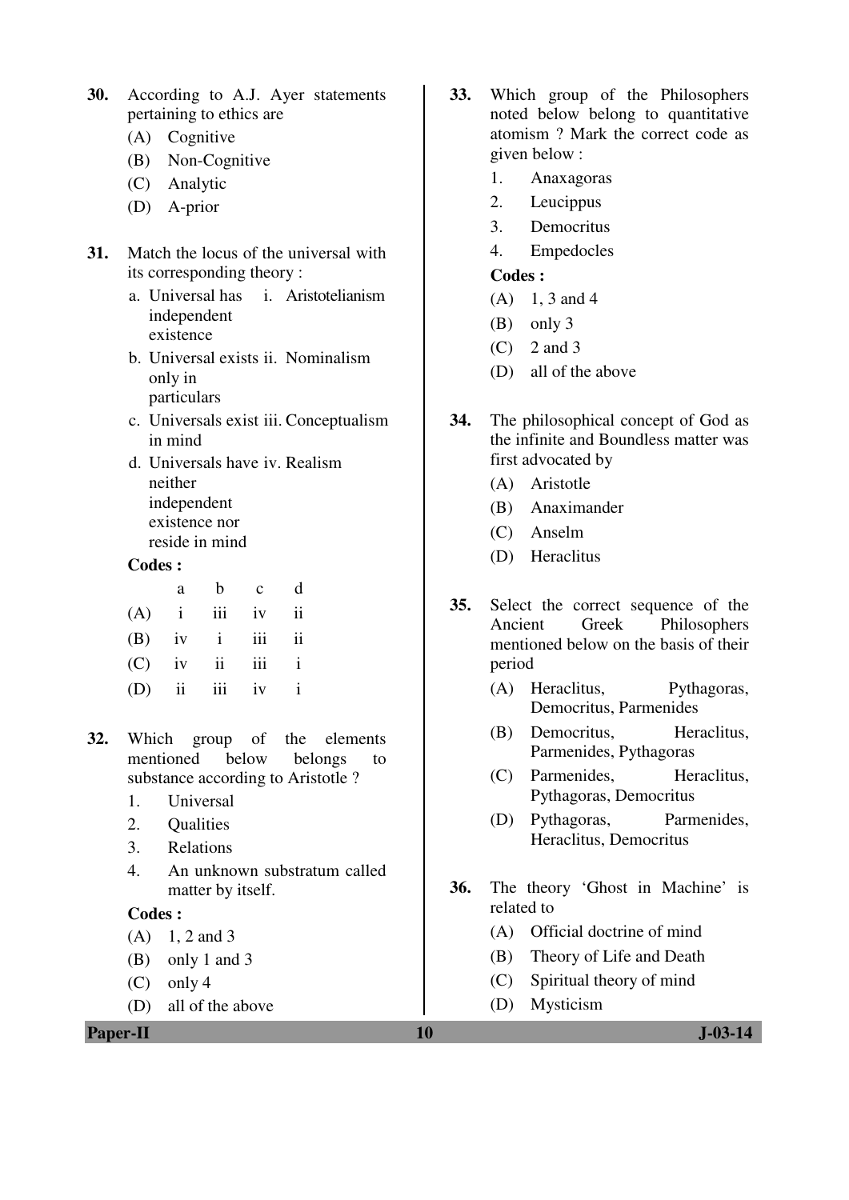**30.** According to A.J. Ayer statements pertaining to ethics are

(A) Cognitive

(B) Non-Cognitive

(C) Analytic

(D) A-prior

**31.** Match the locus of the universal with its corresponding theory :

a. Universal has independent existence — i. Aristotelianism

b. Universal exists only in particulars — ii. Nominalism

c. Universals exist in mind — iii. Conceptualism

d. Universals have neither independent existence nor reside in mind — iv. Realism

**Codes :**

| | a | b | c | d |
|---|---|---|---|---|
| (A) | i | iii | iv | ii |
| (B) | iv | i | iii | ii |
| (C) | iv | ii | iii | i |
| (D) | ii | iii | iv | i |

**32.** Which group of the elements mentioned below belongs to substance according to Aristotle ?

1. Universal
2. Qualities
3. Relations
4. An unknown substratum called matter by itself.

**Codes :**

(A) 1, 2 and 3

(B) only 1 and 3

(C) only 4

(D) all of the above

**33.** Which group of the Philosophers noted below belong to quantitative atomism ? Mark the correct code as given below :

1. Anaxagoras
2. Leucippus
3. Democritus
4. Empedocles

**Codes :**

(A) 1, 3 and 4

(B) only 3

(C) 2 and 3

(D) all of the above

**34.** The philosophical concept of God as the infinite and Boundless matter was first advocated by

(A) Aristotle

(B) Anaximander

(C) Anselm

(D) Heraclitus

**35.** Select the correct sequence of the Ancient Greek Philosophers mentioned below on the basis of their period

(A) Heraclitus, Pythagoras, Democritus, Parmenides

(B) Democritus, Heraclitus, Parmenides, Pythagoras

(C) Parmenides, Heraclitus, Pythagoras, Democritus

(D) Pythagoras, Parmenides, Heraclitus, Democritus

**36.** The theory 'Ghost in Machine' is related to

(A) Official doctrine of mind

(B) Theory of Life and Death

(C) Spiritual theory of mind

(D) Mysticism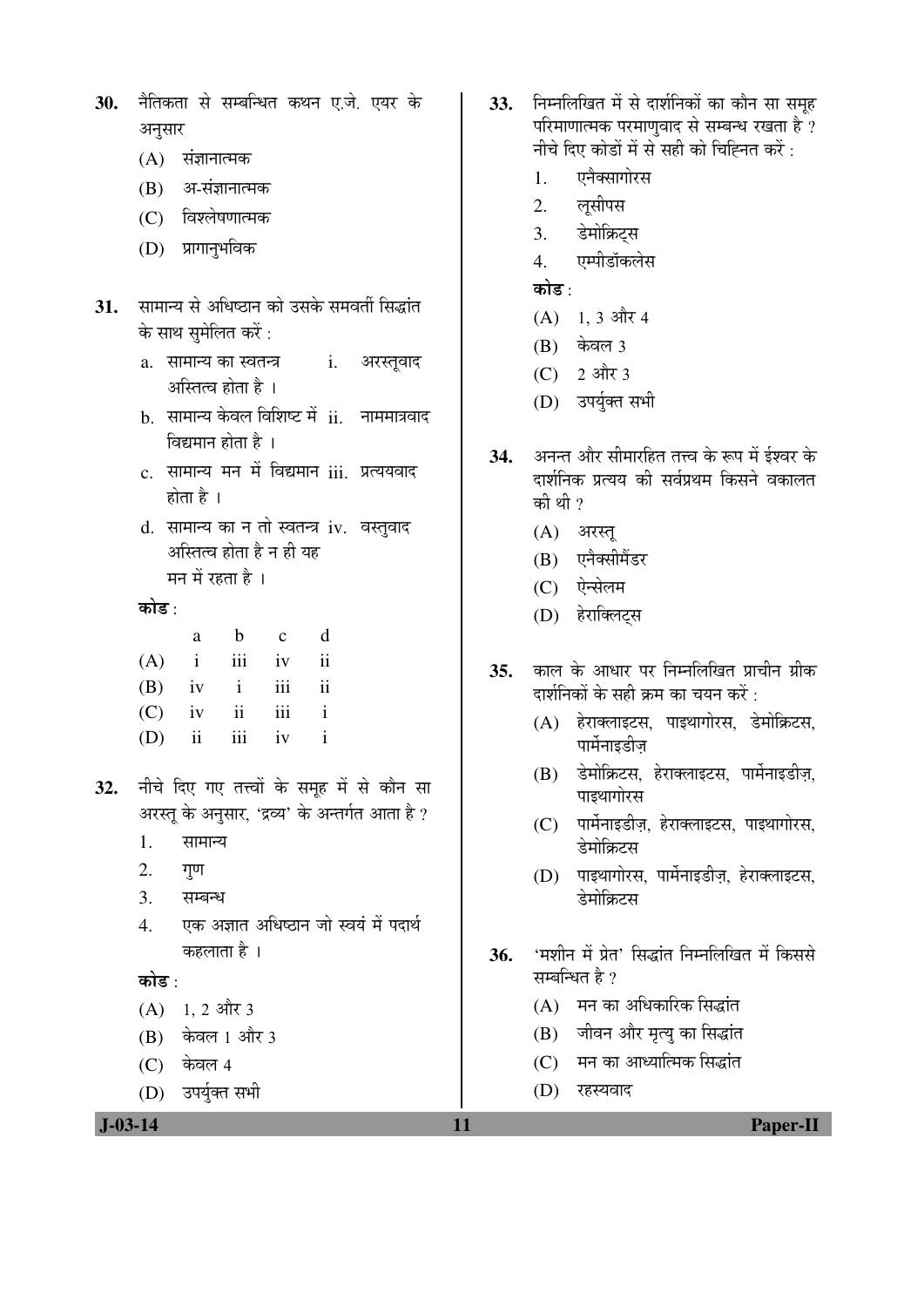**30.** नैतिकता से सम्बन्धित कथन ए.जे. एयर के अनुसार

(A) संज्ञानात्मक

(B) अ-संज्ञानात्मक

(C) विश्लेषणात्मक

(D) प्रागानुभविक

**31.** सामान्य से अधिष्ठान को उसके समवर्ती सिद्धांत के साथ सुमेलित करें :

a. सामान्य का स्वतन्त्र अस्तित्व होता है । — i. अरस्तूवाद

b. सामान्य केवल विशिष्ट में विद्यमान होता है । — ii. नाममात्रवाद

c. सामान्य मन में विद्यमान होता है । — iii. प्रत्ययवाद

d. सामान्य का न तो स्वतन्त्र अस्तित्व होता है न ही यह मन में रहता है । — iv. वस्तुवाद

**कोड** :

| | a | b | c | d |
|---|---|---|---|---|
| (A) | i | iii | iv | ii |
| (B) | iv | i | iii | ii |
| (C) | iv | ii | iii | i |
| (D) | ii | iii | iv | i |

**32.** नीचे दिए गए तत्त्वों के समूह में से कौन सा अरस्तू के अनुसार, 'द्रव्य' के अन्तर्गत आता है ?

1. सामान्य
2. गुण
3. सम्बन्ध
4. एक अज्ञात अधिष्ठान जो स्वयं में पदार्थ कहलाता है ।

**कोड** :

(A) 1, 2 और 3

(B) केवल 1 और 3

(C) केवल 4

(D) उपर्युक्त सभी

**33.** निम्नलिखित में से दार्शनिकों का कौन सा समूह परिमाणात्मक परमाणुवाद से सम्बन्ध रखता है ? नीचे दिए कोडों में से सही को चिह्नित करें :

1. एनैक्सागोरस
2. लूसीपस
3. डेमोक्रिट्स
4. एम्पीडॉकलेस

**कोड** :

(A) 1, 3 और 4

(B) केवल 3

(C) 2 और 3

(D) उपर्युक्त सभी

**34.** अनन्त और सीमारहित तत्त्व के रूप में ईश्वर के दार्शनिक प्रत्यय की सर्वप्रथम किसने वकालत की थी ?

(A) अरस्तू

(B) एनैक्सीमैंडर

(C) ऐन्सेलम

(D) हेराक्लिट्स

**35.** काल के आधार पर निम्नलिखित प्राचीन ग्रीक दार्शनिकों के सही क्रम का चयन करें :

(A) हेराक्लाइटस, पाइथागोरस, डेमोक्रिटस, पार्मेनाइडीज़

(B) डेमोक्रिटस, हेराक्लाइटस, पार्मेनाइडीज़, पाइथागोरस

(C) पार्मेनाइडीज़, हेराक्लाइटस, पाइथागोरस, डेमोक्रिटस

(D) पाइथागोरस, पार्मेनाइडीज़, हेराक्लाइटस, डेमोक्रिटस

**36.** 'मशीन में प्रेत' सिद्धांत निम्नलिखित में किससे सम्बन्धित है ?

(A) मन का अधिकारिक सिद्धांत

(B) जीवन और मृत्यु का सिद्धांत

(C) मन का आध्यात्मिक सिद्धांत

(D) रहस्यवाद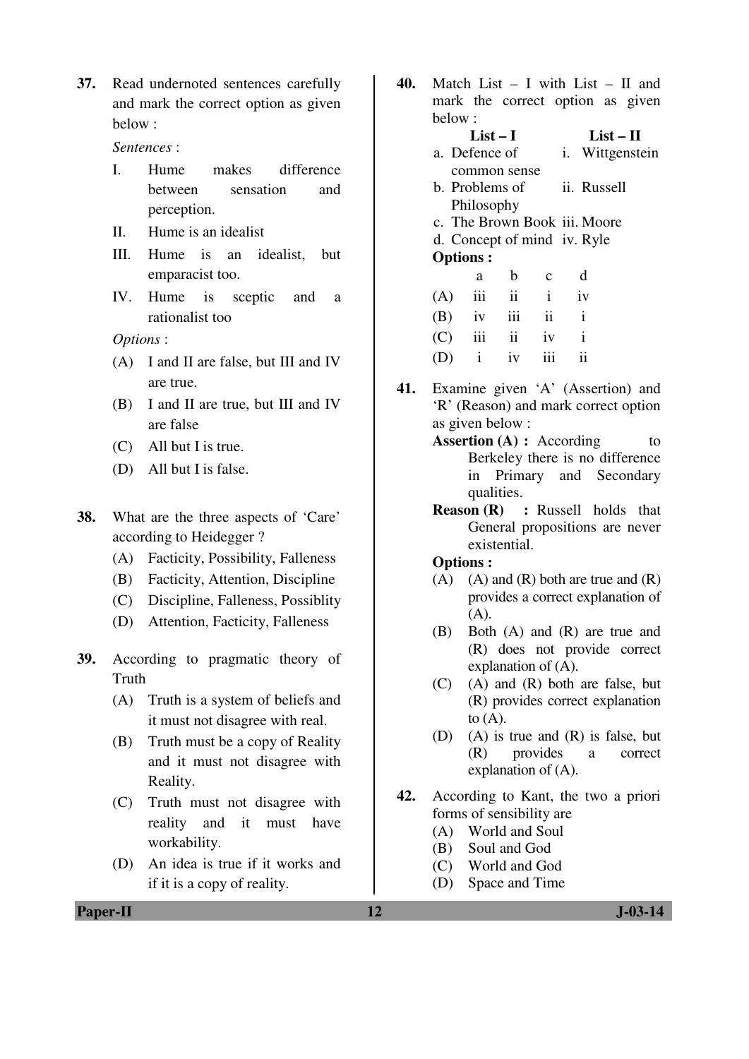**37.** Read undernoted sentences carefully and mark the correct option as given below :

*Sentences* :

I. Hume makes difference between sensation and perception.

II. Hume is an idealist

III. Hume is an idealist, but emparacist too.

IV. Hume is sceptic and a rationalist too

*Options* :

(A) I and II are false, but III and IV are true.

(B) I and II are true, but III and IV are false

(C) All but I is true.

(D) All but I is false.

**38.** What are the three aspects of 'Care' according to Heidegger ?

(A) Facticity, Possibility, Falleness

(B) Facticity, Attention, Discipline

(C) Discipline, Falleness, Possiblity

(D) Attention, Facticity, Falleness

**39.** According to pragmatic theory of Truth

(A) Truth is a system of beliefs and it must not disagree with real.

(B) Truth must be a copy of Reality and it must not disagree with Reality.

(C) Truth must not disagree with reality and it must have workability.

(D) An idea is true if it works and if it is a copy of reality.

**40.** Match List – I with List – II and mark the correct option as given below :

| List – I | List – II |
|---|---|
| a. Defence of common sense | i. Wittgenstein |
| b. Problems of Philosophy | ii. Russell |
| c. The Brown Book | iii. Moore |
| d. Concept of mind | iv. Ryle |

**Options :**

| | a | b | c | d |
|---|---|---|---|---|
| (A) | iii | ii | i | iv |
| (B) | iv | iii | ii | i |
| (C) | iii | ii | iv | i |
| (D) | i | iv | iii | ii |

**41.** Examine given 'A' (Assertion) and 'R' (Reason) and mark correct option as given below :

**Assertion (A) :** According to Berkeley there is no difference in Primary and Secondary qualities.

**Reason (R) :** Russell holds that General propositions are never existential.

**Options :**

(A) (A) and (R) both are true and (R) provides a correct explanation of (A).

(B) Both (A) and (R) are true and (R) does not provide correct explanation of (A).

(C) (A) and (R) both are false, but (R) provides correct explanation to (A).

(D) (A) is true and (R) is false, but (R) provides a correct explanation of (A).

**42.** According to Kant, the two a priori forms of sensibility are

(A) World and Soul

(B) Soul and God

(C) World and God

(D) Space and Time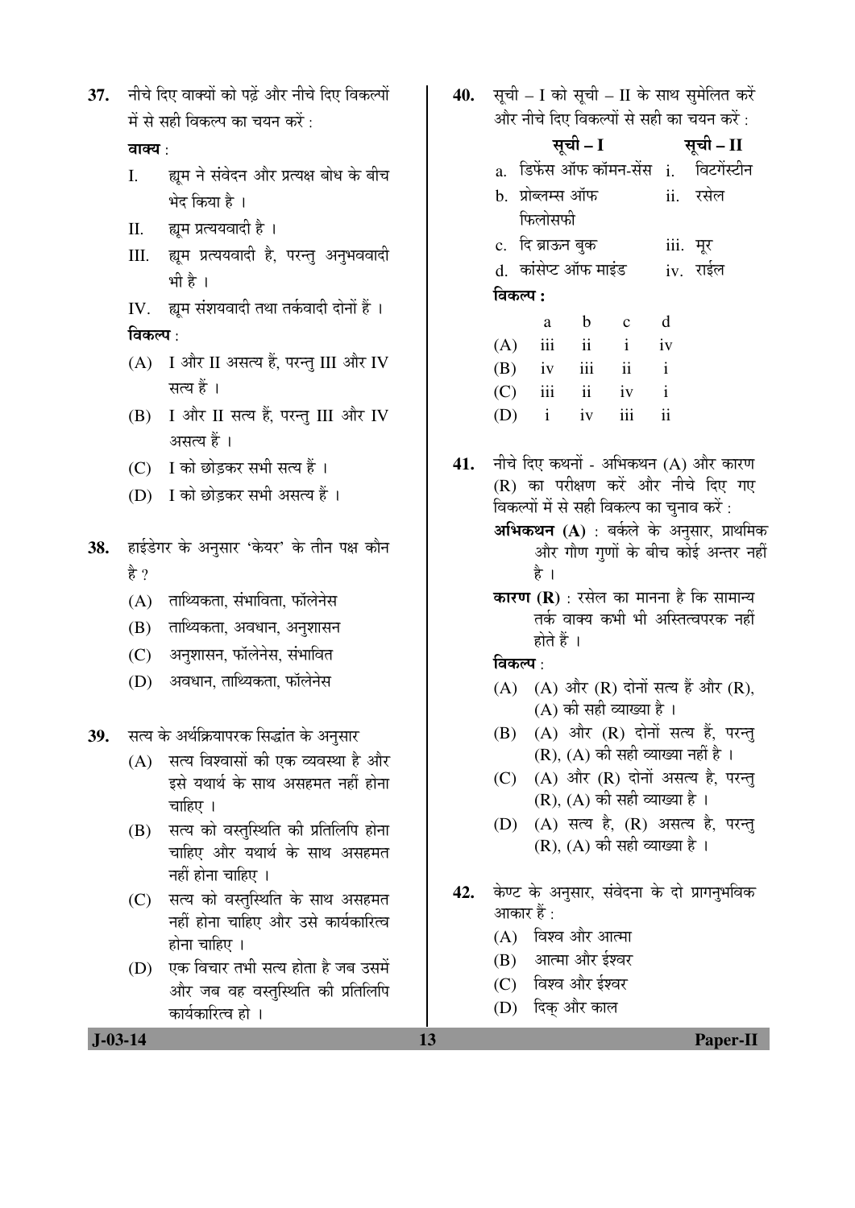37. नीचे दिए वाक्यों को पढ़ें और नीचे दिए विकल्पों में से सही विकल्प का चयन करें :

**वाक्य** :

I. ह्यूम ने संवेदन और प्रत्यक्ष बोध के बीच भेद किया है ।

II. ह्यूम प्रत्ययवादी है ।

III. ह्यूम प्रत्ययवादी है, परन्तु अनुभववादी भी है ।

IV. ह्यूम संशयवादी तथा तर्कवादी दोनों हैं ।

**विकल्प** :

(A) I और II असत्य हैं, परन्तु III और IV सत्य हैं ।

(B) I और II सत्य हैं, परन्तु III और IV असत्य हैं ।

(C) I को छोड़कर सभी सत्य हैं ।

(D) I को छोड़कर सभी असत्य हैं ।

38. हाईडेगर के अनुसार 'केयर' के तीन पक्ष कौन है ?

(A) ताथ्यिकता, संभाविता, फॉलेनेस

(B) ताथ्यिकता, अवधान, अनुशासन

(C) अनुशासन, फॉलेनेस, संभावित

(D) अवधान, ताथ्यिकता, फॉलेनेस

39. सत्य के अर्थक्रियापरक सिद्धांत के अनुसार

(A) सत्य विश्वासों की एक व्यवस्था है और इसे यथार्थ के साथ असहमत नहीं होना चाहिए ।

(B) सत्य को वस्तुस्थिति की प्रतिलिपि होना चाहिए और यथार्थ के साथ असहमत नहीं होना चाहिए ।

(C) सत्य को वस्तुस्थिति के साथ असहमत नहीं होना चाहिए और उसे कार्यकारित्व होना चाहिए ।

(D) एक विचार तभी सत्य होता है जब उसमें और जब वह वस्तुस्थिति की प्रतिलिपि कार्यकारित्व हो ।

40. सूची – I को सूची – II के साथ सुमेलित करें और नीचे दिए विकल्पों से सही का चयन करें :

| सूची – I | सूची – II |
|---|---|
| a. डिफेंस ऑफ कॉमन-सेंस | i. विटगेंस्टीन |
| b. प्रोब्लम्स ऑफ फिलोसफी | ii. रसेल |
| c. दि ब्राऊन बुक | iii. मूर |
| d. कांसेप्ट ऑफ माइंड | iv. राईल |

**विकल्प :**

| | a | b | c | d |
|---|---|---|---|---|
| (A) | iii | ii | i | iv |
| (B) | iv | iii | ii | i |
| (C) | iii | ii | iv | i |
| (D) | i | iv | iii | ii |

41. नीचे दिए कथनों - अभिकथन (A) और कारण (R) का परीक्षण करें और नीचे दिए गए विकल्पों में से सही विकल्प का चुनाव करें :

**अभिकथन (A)** : बर्कले के अनुसार, प्राथमिक और गौण गुणों के बीच कोई अन्तर नहीं है ।

**कारण (R)** : रसेल का मानना है कि सामान्य तर्क वाक्य कभी भी अस्तित्वपरक नहीं होते हैं ।

**विकल्प** :

(A) (A) और (R) दोनों सत्य हैं और (R), (A) की सही व्याख्या है ।

(B) (A) और (R) दोनों सत्य हैं, परन्तु (R), (A) की सही व्याख्या नहीं है ।

(C) (A) और (R) दोनों असत्य है, परन्तु (R), (A) की सही व्याख्या है ।

(D) (A) सत्य है, (R) असत्य है, परन्तु (R), (A) की सही व्याख्या है ।

42. केण्ट के अनुसार, संवेदना के दो प्रागनुभविक आकार हैं :

(A) विश्व और आत्मा

(B) आत्मा और ईश्वर

(C) विश्व और ईश्वर

(D) दिक् और काल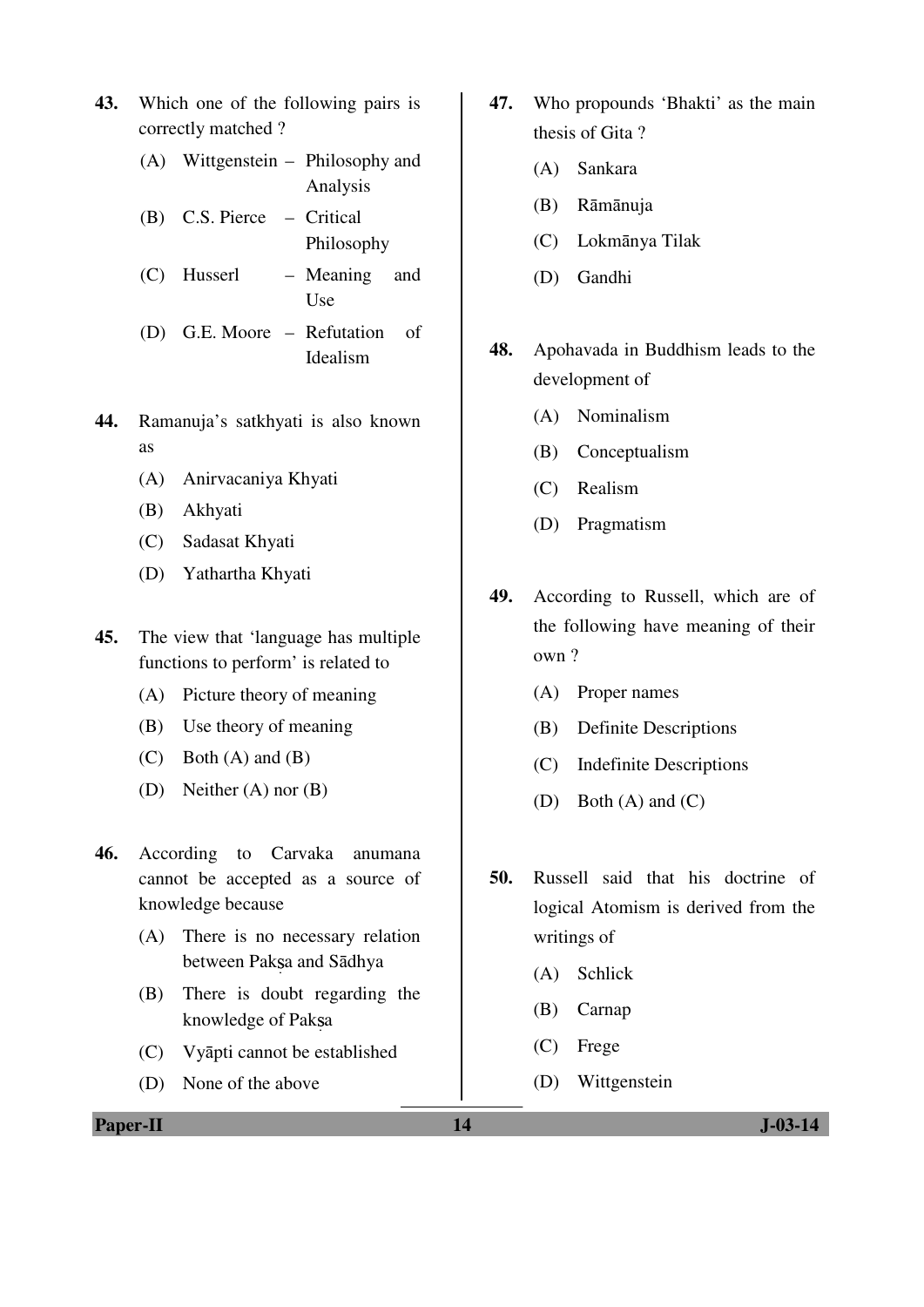43. Which one of the following pairs is correctly matched ?

    (A) Wittgenstein – Philosophy and Analysis

    (B) C.S. Pierce – Critical Philosophy

    (C) Husserl – Meaning and Use

    (D) G.E. Moore – Refutation of Idealism

44. Ramanuja's satkhyati is also known as

    (A) Anirvacaniya Khyati

    (B) Akhyati

    (C) Sadasat Khyati

    (D) Yathartha Khyati

45. The view that 'language has multiple functions to perform' is related to

    (A) Picture theory of meaning

    (B) Use theory of meaning

    (C) Both (A) and (B)

    (D) Neither (A) nor (B)

46. According to Carvaka anumana cannot be accepted as a source of knowledge because

    (A) There is no necessary relation between Pakṣa and Sādhya

    (B) There is doubt regarding the knowledge of Pakṣa

    (C) Vyāpti cannot be established

    (D) None of the above

47. Who propounds 'Bhakti' as the main thesis of Gita ?

    (A) Sankara

    (B) Rāmānuja

    (C) Lokmānya Tilak

    (D) Gandhi

48. Apohavada in Buddhism leads to the development of

    (A) Nominalism

    (B) Conceptualism

    (C) Realism

    (D) Pragmatism

49. According to Russell, which are of the following have meaning of their own ?

    (A) Proper names

    (B) Definite Descriptions

    (C) Indefinite Descriptions

    (D) Both (A) and (C)

50. Russell said that his doctrine of logical Atomism is derived from the writings of

    (A) Schlick

    (B) Carnap

    (C) Frege

    (D) Wittgenstein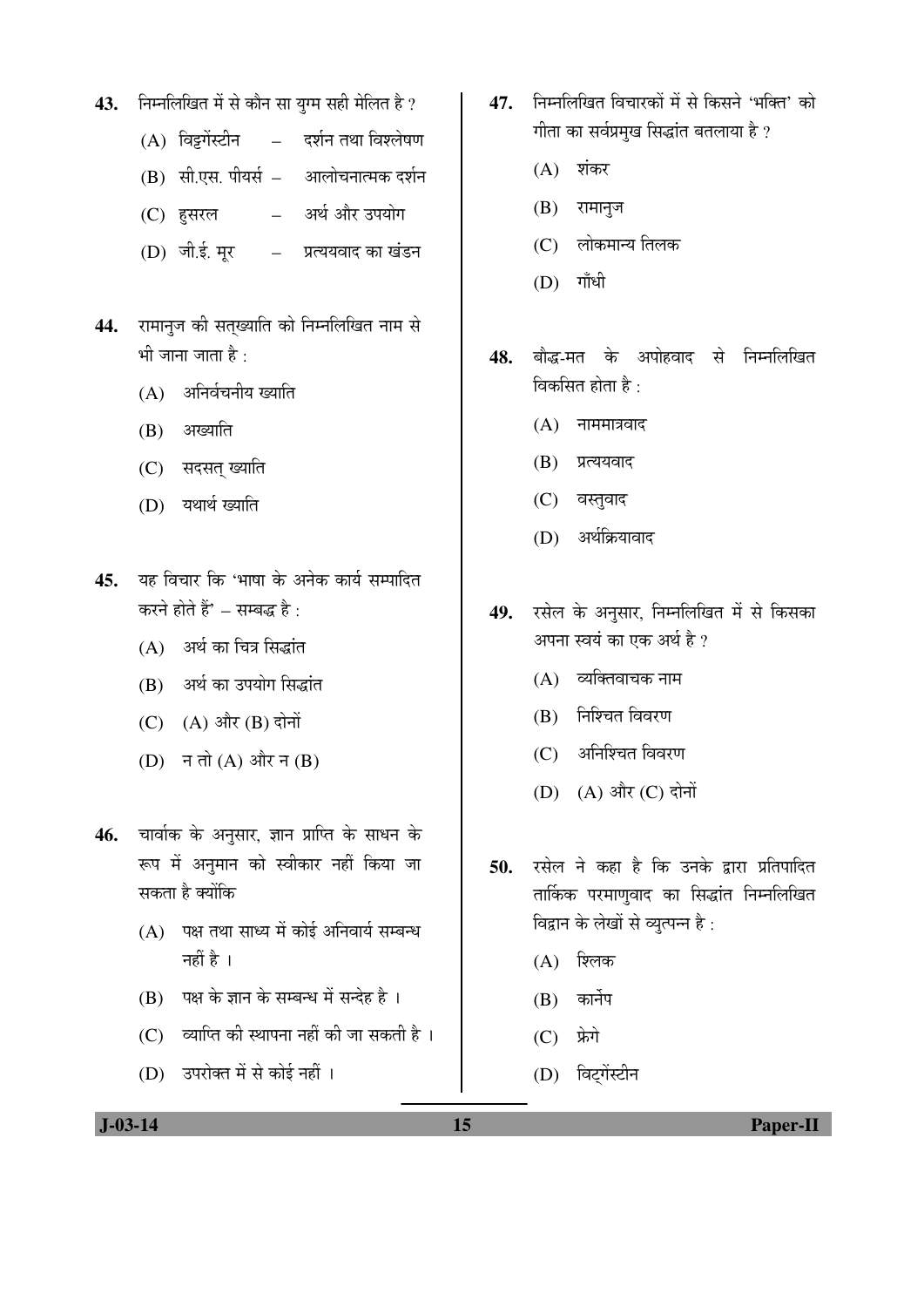43. निम्नलिखित में से कौन सा युग्म सही मेलित है ?
   (A) विट्गेंस्टीन – दर्शन तथा विश्लेषण
   (B) सी.एस. पीयर्स – आलोचनात्मक दर्शन
   (C) हुसरल – अर्थ और उपयोग
   (D) जी.ई. मूर – प्रत्ययवाद का खंडन

44. रामानुज की सत्ख्याति को निम्नलिखित नाम से भी जाना जाता है :
   (A) अनिर्वचनीय ख्याति
   (B) अख्याति
   (C) सदसत् ख्याति
   (D) यथार्थ ख्याति

45. यह विचार कि 'भाषा के अनेक कार्य सम्पादित करने होते हैं' – सम्बद्ध है :
   (A) अर्थ का चित्र सिद्धांत
   (B) अर्थ का उपयोग सिद्धांत
   (C) (A) और (B) दोनों
   (D) न तो (A) और न (B)

46. चार्वाक के अनुसार, ज्ञान प्राप्ति के साधन के रूप में अनुमान को स्वीकार नहीं किया जा सकता है क्योंकि
   (A) पक्ष तथा साध्य में कोई अनिवार्य सम्बन्ध नहीं है ।
   (B) पक्ष के ज्ञान के सम्बन्ध में सन्देह है ।
   (C) व्याप्ति की स्थापना नहीं की जा सकती है ।
   (D) उपरोक्त में से कोई नहीं ।

47. निम्नलिखित विचारकों में से किसने 'भक्ति' को गीता का सर्वप्रमुख सिद्धांत बतलाया है ?
   (A) शंकर
   (B) रामानुज
   (C) लोकमान्य तिलक
   (D) गाँधी

48. बौद्ध-मत के अपोहवाद से निम्नलिखित विकसित होता है :
   (A) नाममात्रवाद
   (B) प्रत्ययवाद
   (C) वस्तुवाद
   (D) अर्थक्रियावाद

49. रसेल के अनुसार, निम्नलिखित में से किसका अपना स्वयं का एक अर्थ है ?
   (A) व्यक्तिवाचक नाम
   (B) निश्चित विवरण
   (C) अनिश्चित विवरण
   (D) (A) और (C) दोनों

50. रसेल ने कहा है कि उनके द्वारा प्रतिपादित तार्किक परमाणुवाद का सिद्धांत निम्नलिखित विद्वान के लेखों से व्युत्पन्न है :
   (A) श्लिक
   (B) कार्नेप
   (C) फ्रेगे
   (D) विट्गेंस्टीन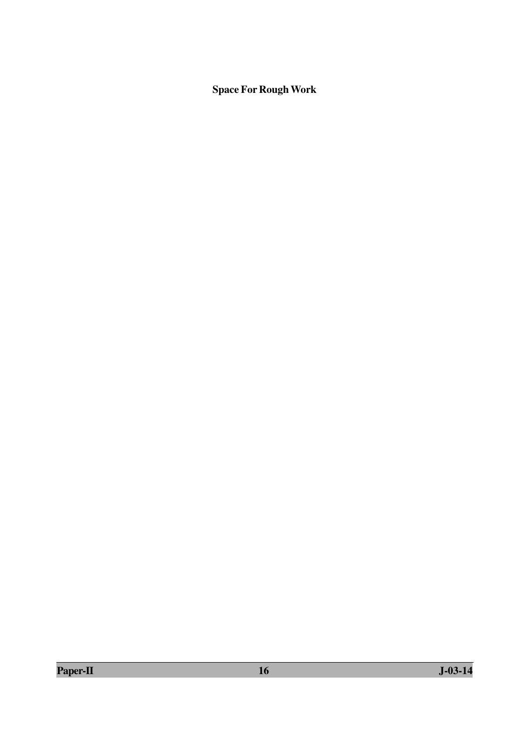**Space For Rough Work**